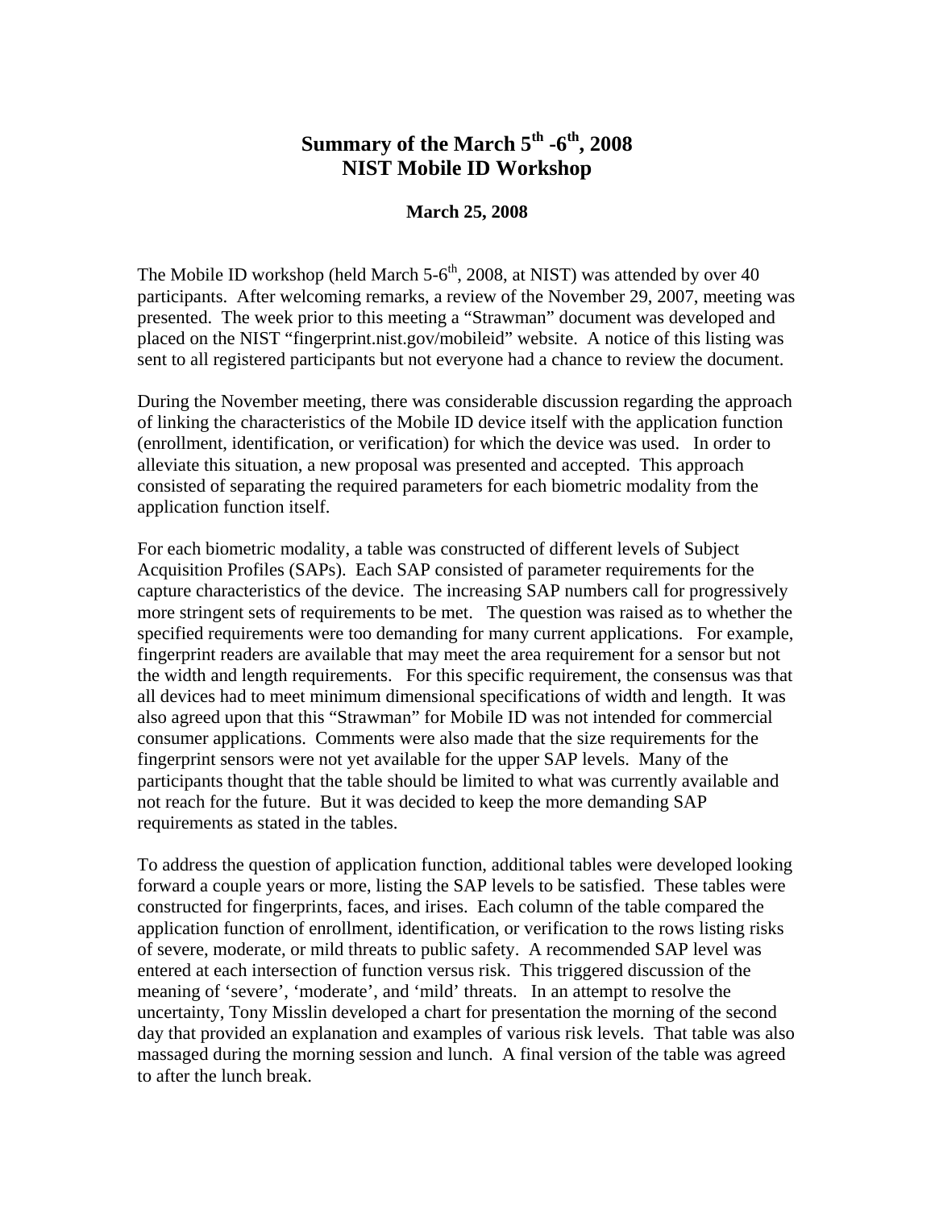# Summary of the March 5th -6th, 2008 NIST Mobile ID Workshop

**March 25, 2008**

The Mobile ID workshop (held March 5-6th, 2008, at NIST) was attended by over 40 participants. After welcoming remarks, a review of the November 29, 2007, meeting was presented. The week prior to this meeting a "Strawman" document was developed and placed on the NIST "fingerprint.nist.gov/mobileid" website. A notice of this listing was sent to all registered participants but not everyone had a chance to review the document.

During the November meeting, there was considerable discussion regarding the approach of linking the characteristics of the Mobile ID device itself with the application function (enrollment, identification, or verification) for which the device was used. In order to alleviate this situation, a new proposal was presented and accepted. This approach consisted of separating the required parameters for each biometric modality from the application function itself.

For each biometric modality, a table was constructed of different levels of Subject Acquisition Profiles (SAPs). Each SAP consisted of parameter requirements for the capture characteristics of the device. The increasing SAP numbers call for progressively more stringent sets of requirements to be met. The question was raised as to whether the specified requirements were too demanding for many current applications. For example, fingerprint readers are available that may meet the area requirement for a sensor but not the width and length requirements. For this specific requirement, the consensus was that all devices had to meet minimum dimensional specifications of width and length. It was also agreed upon that this "Strawman" for Mobile ID was not intended for commercial consumer applications. Comments were also made that the size requirements for the fingerprint sensors were not yet available for the upper SAP levels. Many of the participants thought that the table should be limited to what was currently available and not reach for the future. But it was decided to keep the more demanding SAP requirements as stated in the tables.

To address the question of application function, additional tables were developed looking forward a couple years or more, listing the SAP levels to be satisfied. These tables were constructed for fingerprints, faces, and irises. Each column of the table compared the application function of enrollment, identification, or verification to the rows listing risks of severe, moderate, or mild threats to public safety. A recommended SAP level was entered at each intersection of function versus risk. This triggered discussion of the meaning of 'severe', 'moderate', and 'mild' threats. In an attempt to resolve the uncertainty, Tony Misslin developed a chart for presentation the morning of the second day that provided an explanation and examples of various risk levels. That table was also massaged during the morning session and lunch. A final version of the table was agreed to after the lunch break.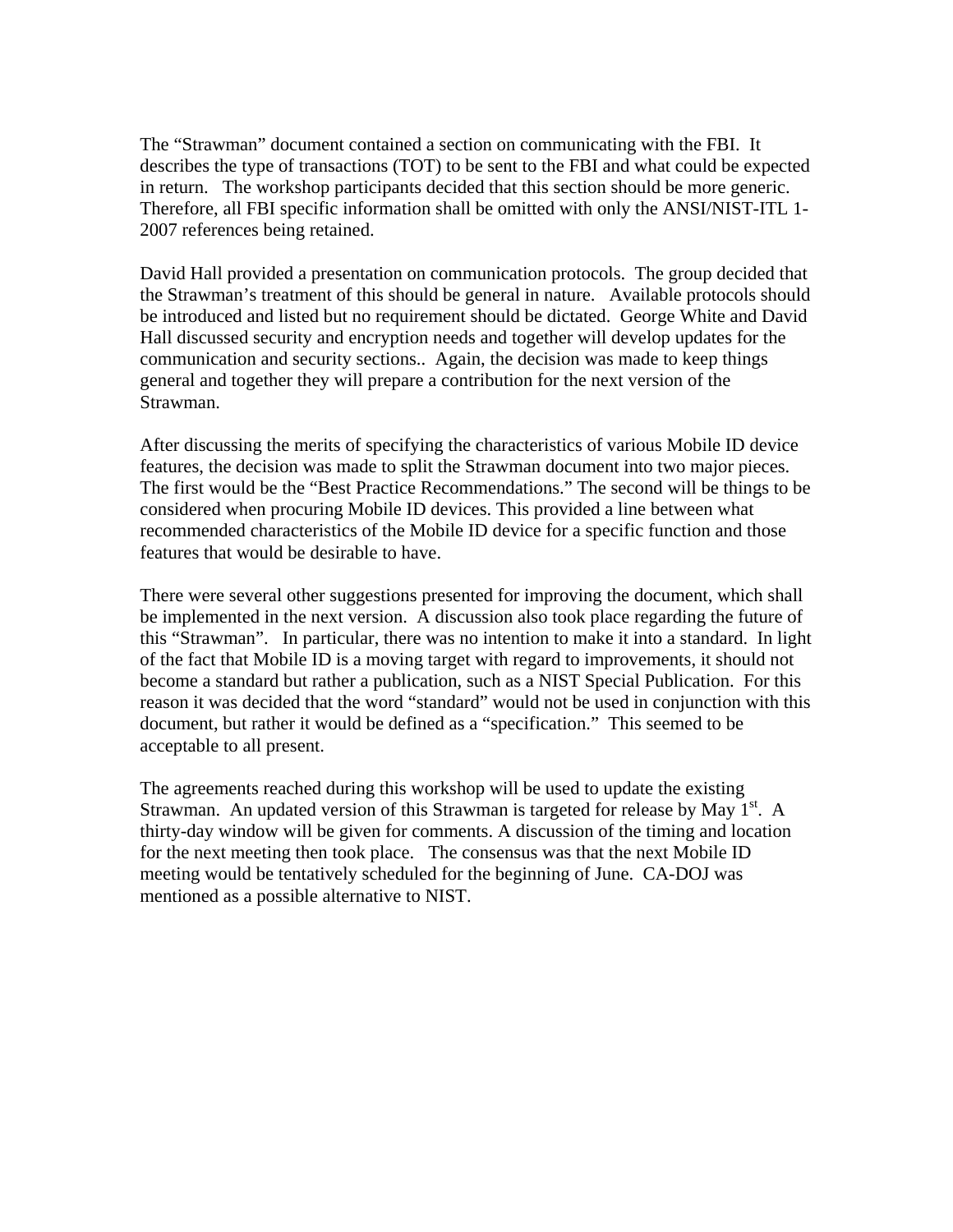The "Strawman" document contained a section on communicating with the FBI. It describes the type of transactions (TOT) to be sent to the FBI and what could be expected in return. The workshop participants decided that this section should be more generic. Therefore, all FBI specific information shall be omitted with only the ANSI/NIST-ITL 1-2007 references being retained.

David Hall provided a presentation on communication protocols. The group decided that the Strawman's treatment of this should be general in nature. Available protocols should be introduced and listed but no requirement should be dictated. George White and David Hall discussed security and encryption needs and together will develop updates for the communication and security sections.. Again, the decision was made to keep things general and together they will prepare a contribution for the next version of the Strawman.

After discussing the merits of specifying the characteristics of various Mobile ID device features, the decision was made to split the Strawman document into two major pieces. The first would be the "Best Practice Recommendations." The second will be things to be considered when procuring Mobile ID devices. This provided a line between what recommended characteristics of the Mobile ID device for a specific function and those features that would be desirable to have.

There were several other suggestions presented for improving the document, which shall be implemented in the next version. A discussion also took place regarding the future of this "Strawman". In particular, there was no intention to make it into a standard. In light of the fact that Mobile ID is a moving target with regard to improvements, it should not become a standard but rather a publication, such as a NIST Special Publication. For this reason it was decided that the word "standard" would not be used in conjunction with this document, but rather it would be defined as a "specification." This seemed to be acceptable to all present.

The agreements reached during this workshop will be used to update the existing Strawman. An updated version of this Strawman is targeted for release by May 1st. A thirty-day window will be given for comments. A discussion of the timing and location for the next meeting then took place. The consensus was that the next Mobile ID meeting would be tentatively scheduled for the beginning of June. CA-DOJ was mentioned as a possible alternative to NIST.